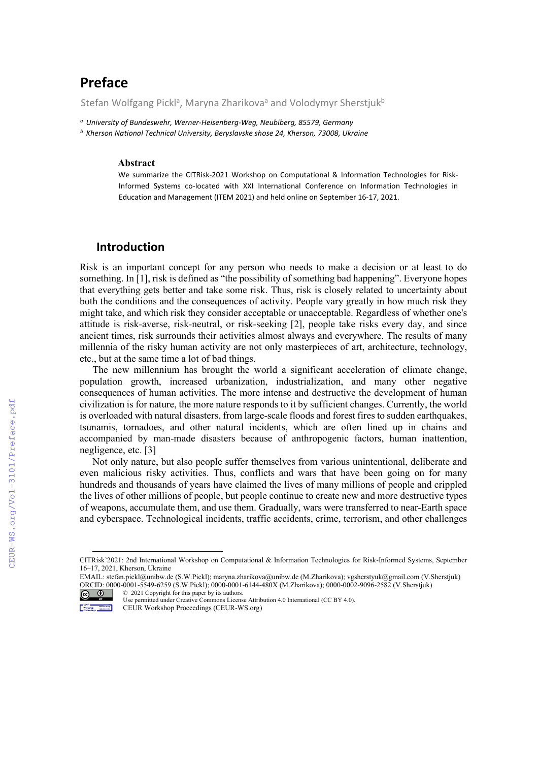# Preface

Stefan Wolfgang Pickl[a], Maryna Zharikova[a] and Volodymyr Sherstjuk[b]

[a] *University of Bundeswehr, Werner-Heisenberg-Weg, Neubiberg, 85579, Germany*

[b] *Kherson National Technical University, Beryslavske shose 24, Kherson, 73008, Ukraine*

### Abstract

We summarize the CITRisk-2021 Workshop on Computational & Information Technologies for Risk-Informed Systems co-located with XXI International Conference on Information Technologies in Education and Management (ITEM 2021) and held online on September 16-17, 2021.

## Introduction

Risk is an important concept for any person who needs to make a decision or at least to do something. In [1], risk is defined as "the possibility of something bad happening". Everyone hopes that everything gets better and take some risk. Thus, risk is closely related to uncertainty about both the conditions and the consequences of activity. People vary greatly in how much risk they might take, and which risk they consider acceptable or unacceptable. Regardless of whether one's attitude is risk-averse, risk-neutral, or risk-seeking [2], people take risks every day, and since ancient times, risk surrounds their activities almost always and everywhere. The results of many millennia of the risky human activity are not only masterpieces of art, architecture, technology, etc., but at the same time a lot of bad things.

The new millennium has brought the world a significant acceleration of climate change, population growth, increased urbanization, industrialization, and many other negative consequences of human activities. The more intense and destructive the development of human civilization is for nature, the more nature responds to it by sufficient changes. Currently, the world is overloaded with natural disasters, from large-scale floods and forest fires to sudden earthquakes, tsunamis, tornadoes, and other natural incidents, which are often lined up in chains and accompanied by man-made disasters because of anthropogenic factors, human inattention, negligence, etc. [3]

Not only nature, but also people suffer themselves from various unintentional, deliberate and even malicious risky activities. Thus, conflicts and wars that have been going on for many hundreds and thousands of years have claimed the lives of many millions of people and crippled the lives of other millions of people, but people continue to create new and more destructive types of weapons, accumulate them, and use them. Gradually, wars were transferred to near-Earth space and cyberspace. Technological incidents, traffic accidents, crime, terrorism, and other challenges

---

CITRisk'2021: 2nd International Workshop on Computational & Information Technologies for Risk-Informed Systems, September 16–17, 2021, Kherson, Ukraine

EMAIL: stefan.pickl@unibw.de (S.W.Pickl); maryna.zharikova@unibw.de (M.Zharikova); vgsherstyuk@gmail.com (V.Sherstjuk)

ORCID: 0000-0001-5549-6259 (S.W.Pickl); 0000-0001-6144-480X (M.Zharikova); 0000-0002-9096-2582 (V.Sherstjuk)

© 2021 Copyright for this paper by its authors.
Use permitted under Creative Commons License Attribution 4.0 International (CC BY 4.0).
CEUR Workshop Proceedings (CEUR-WS.org)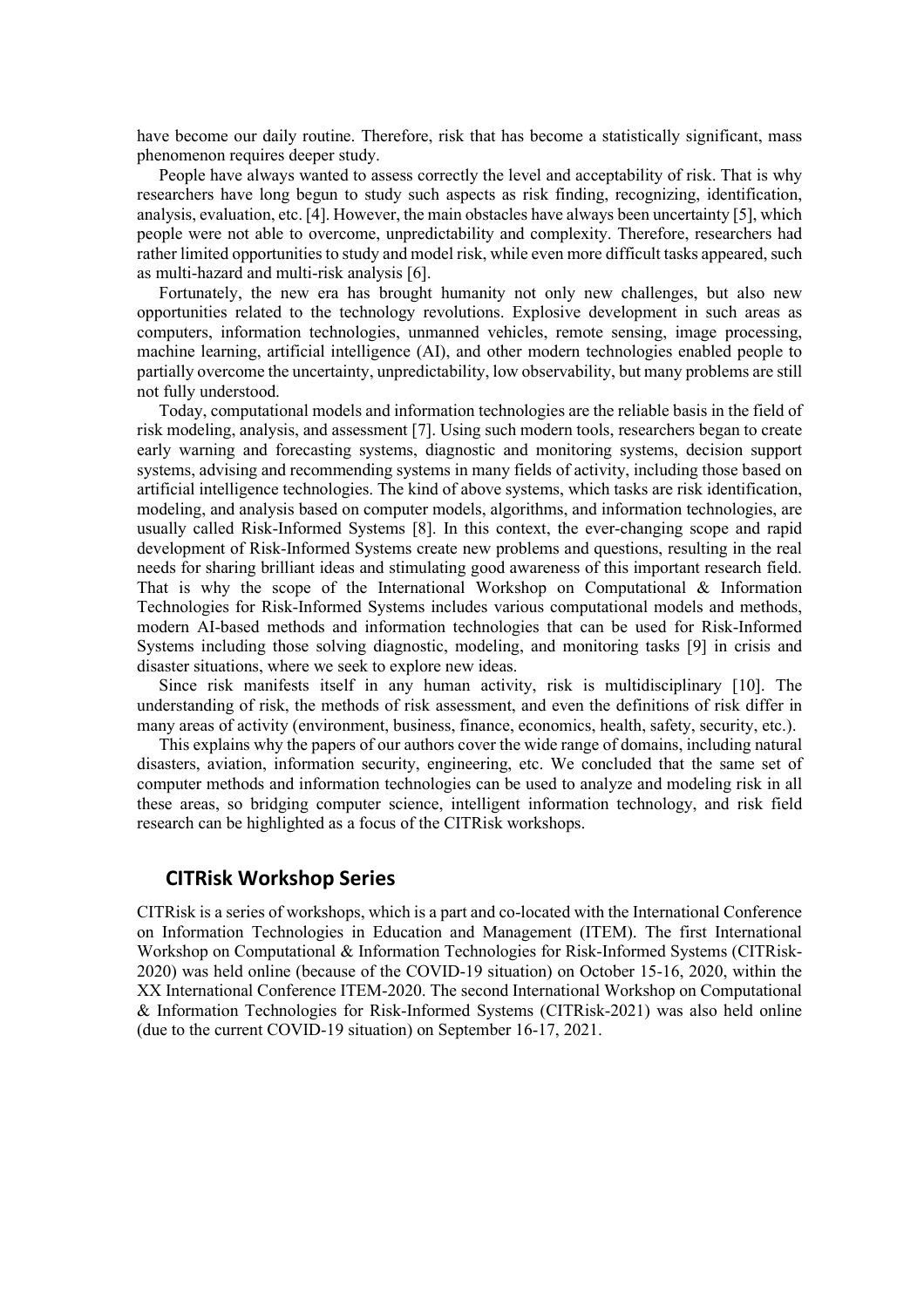have become our daily routine. Therefore, risk that has become a statistically significant, mass phenomenon requires deeper study.

People have always wanted to assess correctly the level and acceptability of risk. That is why researchers have long begun to study such aspects as risk finding, recognizing, identification, analysis, evaluation, etc. [4]. However, the main obstacles have always been uncertainty [5], which people were not able to overcome, unpredictability and complexity. Therefore, researchers had rather limited opportunities to study and model risk, while even more difficult tasks appeared, such as multi-hazard and multi-risk analysis [6].

Fortunately, the new era has brought humanity not only new challenges, but also new opportunities related to the technology revolutions. Explosive development in such areas as computers, information technologies, unmanned vehicles, remote sensing, image processing, machine learning, artificial intelligence (AI), and other modern technologies enabled people to partially overcome the uncertainty, unpredictability, low observability, but many problems are still not fully understood.

Today, computational models and information technologies are the reliable basis in the field of risk modeling, analysis, and assessment [7]. Using such modern tools, researchers began to create early warning and forecasting systems, diagnostic and monitoring systems, decision support systems, advising and recommending systems in many fields of activity, including those based on artificial intelligence technologies. The kind of above systems, which tasks are risk identification, modeling, and analysis based on computer models, algorithms, and information technologies, are usually called Risk-Informed Systems [8]. In this context, the ever-changing scope and rapid development of Risk-Informed Systems create new problems and questions, resulting in the real needs for sharing brilliant ideas and stimulating good awareness of this important research field. That is why the scope of the International Workshop on Computational & Information Technologies for Risk-Informed Systems includes various computational models and methods, modern AI-based methods and information technologies that can be used for Risk-Informed Systems including those solving diagnostic, modeling, and monitoring tasks [9] in crisis and disaster situations, where we seek to explore new ideas.

Since risk manifests itself in any human activity, risk is multidisciplinary [10]. The understanding of risk, the methods of risk assessment, and even the definitions of risk differ in many areas of activity (environment, business, finance, economics, health, safety, security, etc.).

This explains why the papers of our authors cover the wide range of domains, including natural disasters, aviation, information security, engineering, etc. We concluded that the same set of computer methods and information technologies can be used to analyze and modeling risk in all these areas, so bridging computer science, intelligent information technology, and risk field research can be highlighted as a focus of the CITRisk workshops.

## CITRisk Workshop Series

CITRisk is a series of workshops, which is a part and co-located with the International Conference on Information Technologies in Education and Management (ITEM). The first International Workshop on Computational & Information Technologies for Risk-Informed Systems (CITRisk-2020) was held online (because of the COVID-19 situation) on October 15-16, 2020, within the XX International Conference ITEM-2020. The second International Workshop on Computational & Information Technologies for Risk-Informed Systems (CITRisk-2021) was also held online (due to the current COVID-19 situation) on September 16-17, 2021.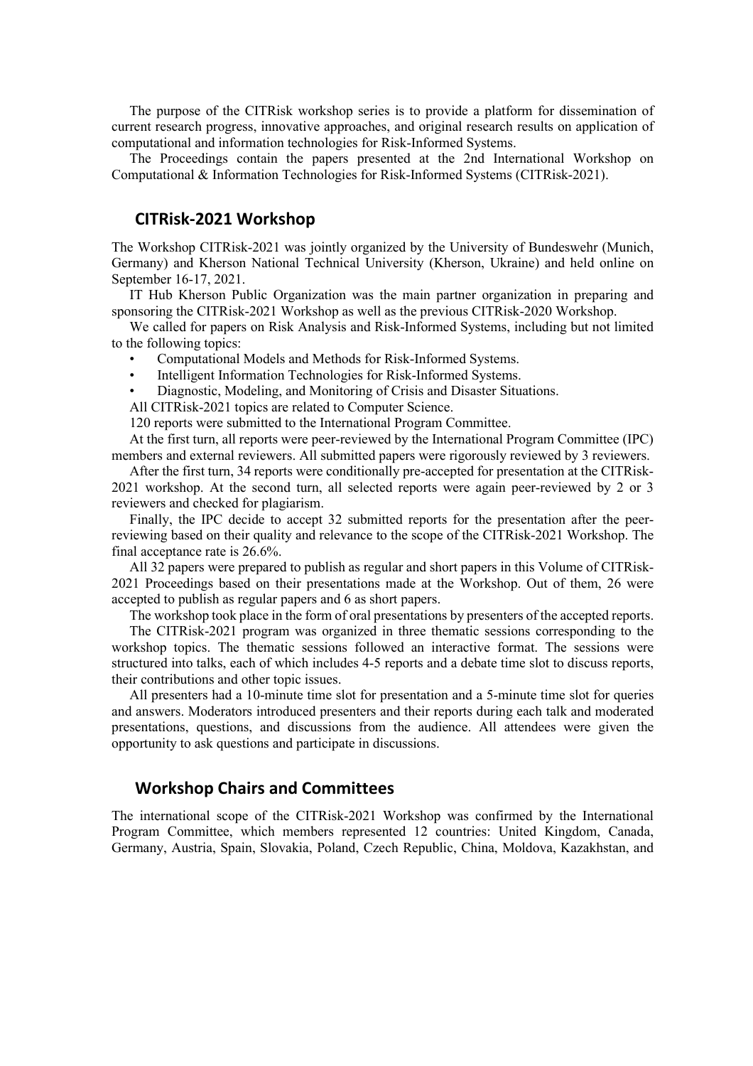The purpose of the CITRisk workshop series is to provide a platform for dissemination of current research progress, innovative approaches, and original research results on application of computational and information technologies for Risk-Informed Systems.

The Proceedings contain the papers presented at the 2nd International Workshop on Computational & Information Technologies for Risk-Informed Systems (CITRisk-2021).

## CITRisk-2021 Workshop

The Workshop CITRisk-2021 was jointly organized by the University of Bundeswehr (Munich, Germany) and Kherson National Technical University (Kherson, Ukraine) and held online on September 16-17, 2021.

IT Hub Kherson Public Organization was the main partner organization in preparing and sponsoring the CITRisk-2021 Workshop as well as the previous CITRisk-2020 Workshop.

We called for papers on Risk Analysis and Risk-Informed Systems, including but not limited to the following topics:

- Computational Models and Methods for Risk-Informed Systems.
- Intelligent Information Technologies for Risk-Informed Systems.
- Diagnostic, Modeling, and Monitoring of Crisis and Disaster Situations.

All CITRisk-2021 topics are related to Computer Science.

120 reports were submitted to the International Program Committee.

At the first turn, all reports were peer-reviewed by the International Program Committee (IPC) members and external reviewers. All submitted papers were rigorously reviewed by 3 reviewers.

After the first turn, 34 reports were conditionally pre-accepted for presentation at the CITRisk-2021 workshop. At the second turn, all selected reports were again peer-reviewed by 2 or 3 reviewers and checked for plagiarism.

Finally, the IPC decide to accept 32 submitted reports for the presentation after the peer-reviewing based on their quality and relevance to the scope of the CITRisk-2021 Workshop. The final acceptance rate is 26.6%.

All 32 papers were prepared to publish as regular and short papers in this Volume of CITRisk-2021 Proceedings based on their presentations made at the Workshop. Out of them, 26 were accepted to publish as regular papers and 6 as short papers.

The workshop took place in the form of oral presentations by presenters of the accepted reports.

The CITRisk-2021 program was organized in three thematic sessions corresponding to the workshop topics. The thematic sessions followed an interactive format. The sessions were structured into talks, each of which includes 4-5 reports and a debate time slot to discuss reports, their contributions and other topic issues.

All presenters had a 10-minute time slot for presentation and a 5-minute time slot for queries and answers. Moderators introduced presenters and their reports during each talk and moderated presentations, questions, and discussions from the audience. All attendees were given the opportunity to ask questions and participate in discussions.

## Workshop Chairs and Committees

The international scope of the CITRisk-2021 Workshop was confirmed by the International Program Committee, which members represented 12 countries: United Kingdom, Canada, Germany, Austria, Spain, Slovakia, Poland, Czech Republic, China, Moldova, Kazakhstan, and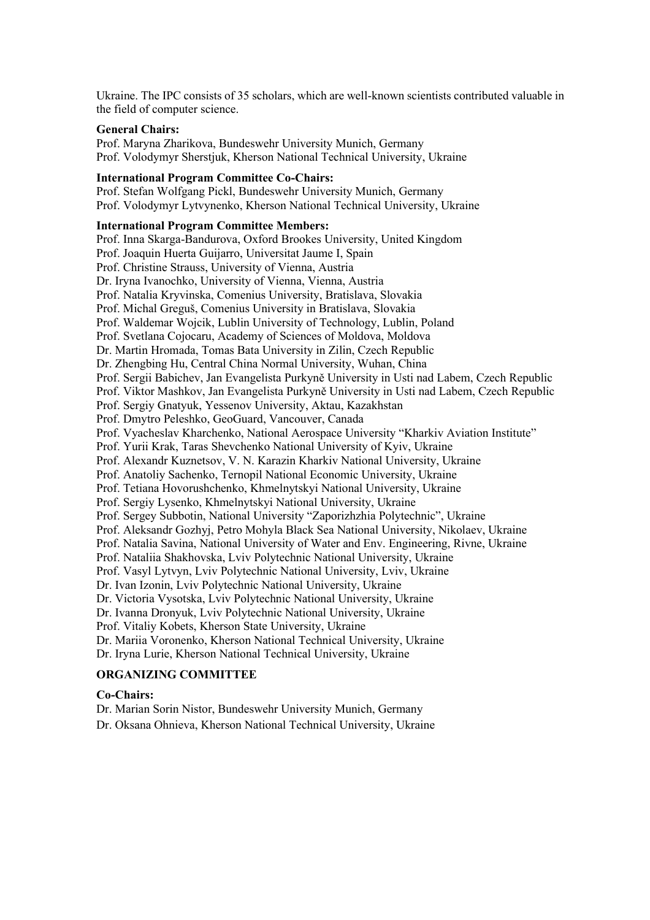Ukraine. The IPC consists of 35 scholars, which are well-known scientists contributed valuable in the field of computer science.

**General Chairs:**

Prof. Maryna Zharikova, Bundeswehr University Munich, Germany
Prof. Volodymyr Sherstjuk, Kherson National Technical University, Ukraine

**International Program Committee Co-Chairs:**

Prof. Stefan Wolfgang Pickl, Bundeswehr University Munich, Germany
Prof. Volodymyr Lytvynenko, Kherson National Technical University, Ukraine

**International Program Committee Members:**

Prof. Inna Skarga-Bandurova, Oxford Brookes University, United Kingdom
Prof. Joaquin Huerta Guijarro, Universitat Jaume I, Spain
Prof. Christine Strauss, University of Vienna, Austria
Dr. Iryna Ivanochko, University of Vienna, Vienna, Austria
Prof. Natalia Kryvinska, Comenius University, Bratislava, Slovakia
Prof. Michal Greguš, Comenius University in Bratislava, Slovakia
Prof. Waldemar Wojcik, Lublin University of Technology, Lublin, Poland
Prof. Svetlana Cojocaru, Academy of Sciences of Moldova, Moldova
Dr. Martin Hromada, Tomas Bata University in Zilin, Czech Republic
Dr. Zhengbing Hu, Central China Normal University, Wuhan, China
Prof. Sergii Babichev, Jan Evangelista Purkyně University in Usti nad Labem, Czech Republic
Prof. Viktor Mashkov, Jan Evangelista Purkyně University in Usti nad Labem, Czech Republic
Prof. Sergiy Gnatyuk, Yessenov University, Aktau, Kazakhstan
Prof. Dmytro Peleshko, GeoGuard, Vancouver, Canada
Prof. Vyacheslav Kharchenko, National Aerospace University "Kharkiv Aviation Institute"
Prof. Yurii Krak, Taras Shevchenko National University of Kyiv, Ukraine
Prof. Alexandr Kuznetsov, V. N. Karazin Kharkiv National University, Ukraine
Prof. Anatoliy Sachenko, Ternopil National Economic University, Ukraine
Prof. Tetiana Hovorushchenko, Khmelnytskyi National University, Ukraine
Prof. Sergiy Lysenko, Khmelnytskyi National University, Ukraine
Prof. Sergey Subbotin, National University "Zaporizhzhia Polytechnic", Ukraine
Prof. Aleksandr Gozhyj, Petro Mohyla Black Sea National University, Nikolaev, Ukraine
Prof. Natalia Savina, National University of Water and Env. Engineering, Rivne, Ukraine
Prof. Nataliia Shakhovska, Lviv Polytechnic National University, Ukraine
Prof. Vasyl Lytvyn, Lviv Polytechnic National University, Lviv, Ukraine
Dr. Ivan Izonin, Lviv Polytechnic National University, Ukraine
Dr. Victoria Vysotska, Lviv Polytechnic National University, Ukraine
Dr. Ivanna Dronyuk, Lviv Polytechnic National University, Ukraine
Prof. Vitaliy Kobets, Kherson State University, Ukraine
Dr. Mariia Voronenko, Kherson National Technical University, Ukraine
Dr. Iryna Lurie, Kherson National Technical University, Ukraine

## ORGANIZING COMMITTEE

**Co-Chairs:**

Dr. Marian Sorin Nistor, Bundeswehr University Munich, Germany
Dr. Oksana Ohnieva, Kherson National Technical University, Ukraine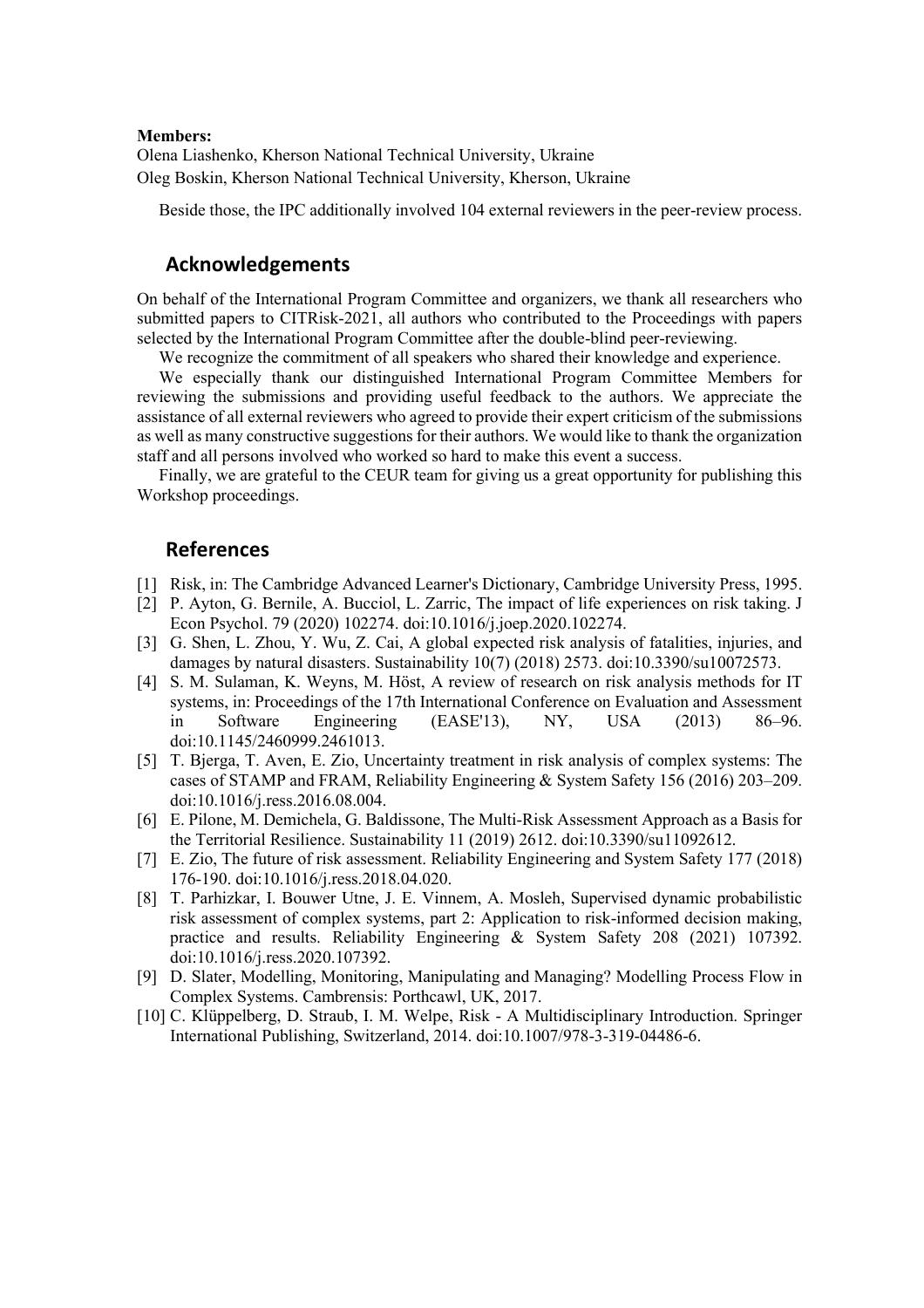**Members:**

Olena Liashenko, Kherson National Technical University, Ukraine

Oleg Boskin, Kherson National Technical University, Kherson, Ukraine

Beside those, the IPC additionally involved 104 external reviewers in the peer-review process.

## Acknowledgements

On behalf of the International Program Committee and organizers, we thank all researchers who submitted papers to CITRisk-2021, all authors who contributed to the Proceedings with papers selected by the International Program Committee after the double-blind peer-reviewing.

We recognize the commitment of all speakers who shared their knowledge and experience.

We especially thank our distinguished International Program Committee Members for reviewing the submissions and providing useful feedback to the authors. We appreciate the assistance of all external reviewers who agreed to provide their expert criticism of the submissions as well as many constructive suggestions for their authors. We would like to thank the organization staff and all persons involved who worked so hard to make this event a success.

Finally, we are grateful to the CEUR team for giving us a great opportunity for publishing this Workshop proceedings.

## References

[1] Risk, in: The Cambridge Advanced Learner's Dictionary, Cambridge University Press, 1995.

[2] P. Ayton, G. Bernile, A. Bucciol, L. Zarric, The impact of life experiences on risk taking. J Econ Psychol. 79 (2020) 102274. doi:10.1016/j.joep.2020.102274.

[3] G. Shen, L. Zhou, Y. Wu, Z. Cai, A global expected risk analysis of fatalities, injuries, and damages by natural disasters. Sustainability 10(7) (2018) 2573. doi:10.3390/su10072573.

[4] S. M. Sulaman, K. Weyns, M. Höst, A review of research on risk analysis methods for IT systems, in: Proceedings of the 17th International Conference on Evaluation and Assessment in Software Engineering (EASE'13), NY, USA (2013) 86–96. doi:10.1145/2460999.2461013.

[5] T. Bjerga, T. Aven, E. Zio, Uncertainty treatment in risk analysis of complex systems: The cases of STAMP and FRAM, Reliability Engineering & System Safety 156 (2016) 203–209. doi:10.1016/j.ress.2016.08.004.

[6] E. Pilone, M. Demichela, G. Baldissone, The Multi-Risk Assessment Approach as a Basis for the Territorial Resilience. Sustainability 11 (2019) 2612. doi:10.3390/su11092612.

[7] E. Zio, The future of risk assessment. Reliability Engineering and System Safety 177 (2018) 176-190. doi:10.1016/j.ress.2018.04.020.

[8] T. Parhizkar, I. Bouwer Utne, J. E. Vinnem, A. Mosleh, Supervised dynamic probabilistic risk assessment of complex systems, part 2: Application to risk-informed decision making, practice and results. Reliability Engineering & System Safety 208 (2021) 107392. doi:10.1016/j.ress.2020.107392.

[9] D. Slater, Modelling, Monitoring, Manipulating and Managing? Modelling Process Flow in Complex Systems. Cambrensis: Porthcawl, UK, 2017.

[10] C. Klüppelberg, D. Straub, I. M. Welpe, Risk - A Multidisciplinary Introduction. Springer International Publishing, Switzerland, 2014. doi:10.1007/978-3-319-04486-6.